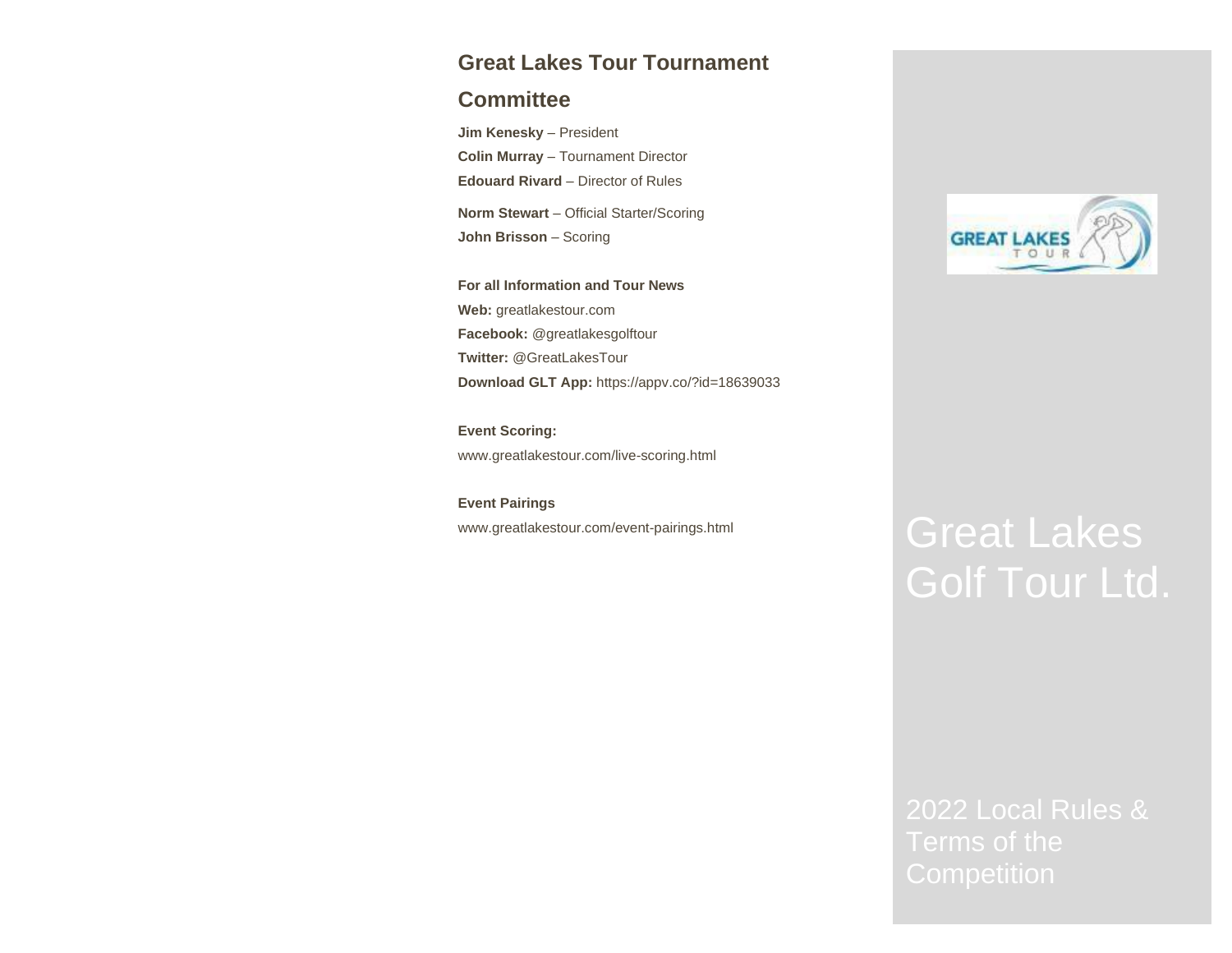## Great Lakes Tour Tournament Committee

**Jim Kenesky** – President
**Colin Murray** – Tournament Director
**Edouard Rivard** – Director of Rules

**Norm Stewart** – Official Starter/Scoring
**John Brisson** – Scoring

**For all Information and Tour News**
**Web:** greatlakestour.com
**Facebook:** @greatlakesgolftour
**Twitter:** @GreatLakesTour
**Download GLT App:** https://appv.co/?id=18639033

**Event Scoring:**
www.greatlakestour.com/live-scoring.html

**Event Pairings**
www.greatlakestour.com/event-pairings.html

# Great Lakes Golf Tour Ltd.

2022 Local Rules & Terms of the Competition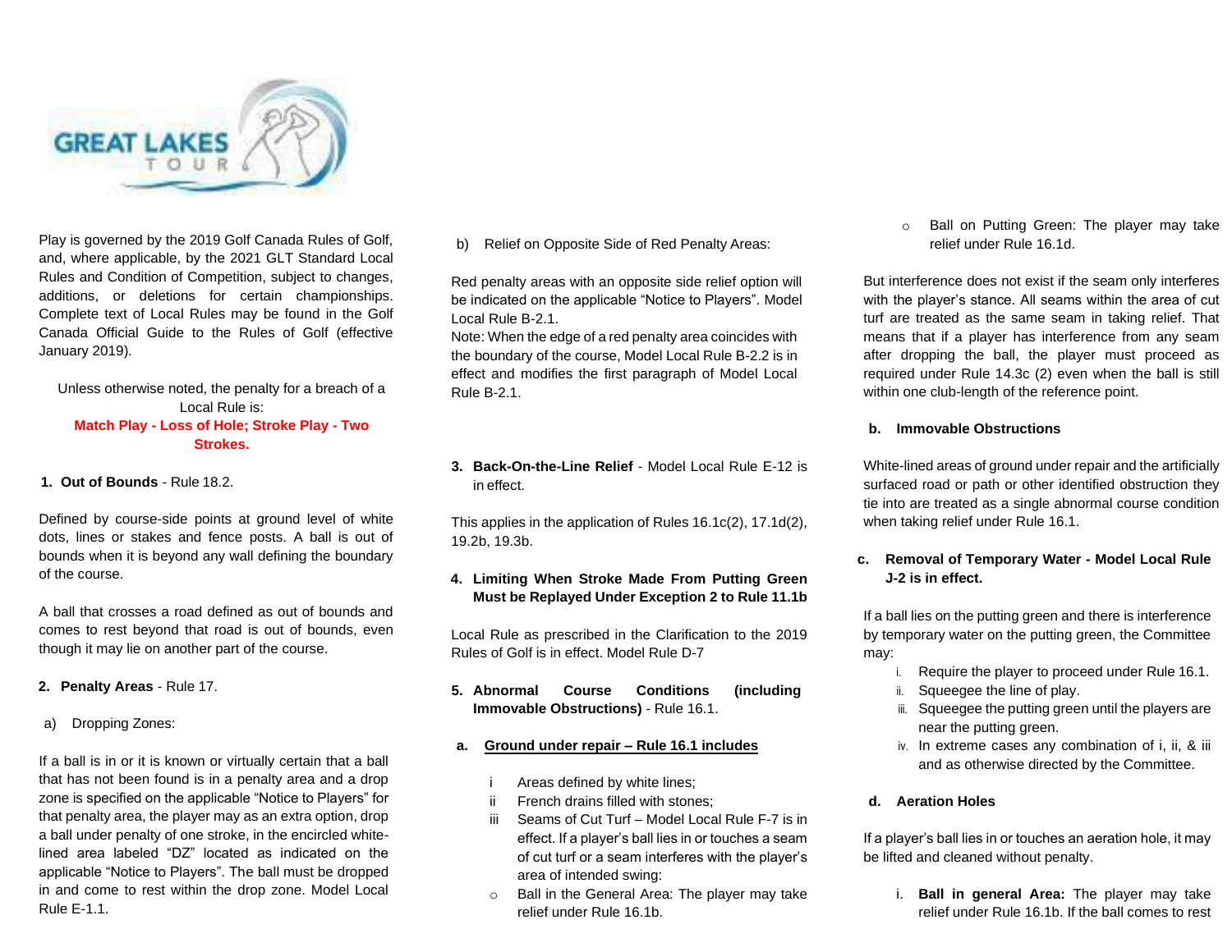Play is governed by the 2019 Golf Canada Rules of Golf, and, where applicable, by the 2021 GLT Standard Local Rules and Condition of Competition, subject to changes, additions, or deletions for certain championships. Complete text of Local Rules may be found in the Golf Canada Official Guide to the Rules of Golf (effective January 2019).

Unless otherwise noted, the penalty for a breach of a Local Rule is:
**Match Play - Loss of Hole; Stroke Play - Two Strokes.**

**1. Out of Bounds** - Rule 18.2.

Defined by course-side points at ground level of white dots, lines or stakes and fence posts. A ball is out of bounds when it is beyond any wall defining the boundary of the course.

A ball that crosses a road defined as out of bounds and comes to rest beyond that road is out of bounds, even though it may lie on another part of the course.

**2. Penalty Areas** - Rule 17.

a) Dropping Zones:

If a ball is in or it is known or virtually certain that a ball that has not been found is in a penalty area and a drop zone is specified on the applicable "Notice to Players" for that penalty area, the player may as an extra option, drop a ball under penalty of one stroke, in the encircled white-lined area labeled "DZ" located as indicated on the applicable "Notice to Players". The ball must be dropped in and come to rest within the drop zone. Model Local Rule E-1.1.

b) Relief on Opposite Side of Red Penalty Areas:

Red penalty areas with an opposite side relief option will be indicated on the applicable "Notice to Players". Model Local Rule B-2.1.
Note: When the edge of a red penalty area coincides with the boundary of the course, Model Local Rule B-2.2 is in effect and modifies the first paragraph of Model Local Rule B-2.1.

**3. Back-On-the-Line Relief** - Model Local Rule E-12 is in effect.

This applies in the application of Rules 16.1c(2), 17.1d(2), 19.2b, 19.3b.

**4. Limiting When Stroke Made From Putting Green Must be Replayed Under Exception 2 to Rule 11.1b**

Local Rule as prescribed in the Clarification to the 2019 Rules of Golf is in effect. Model Rule D-7

**5. Abnormal Course Conditions (including Immovable Obstructions)** - Rule 16.1.

**a. <u>Ground under repair – Rule 16.1 includes</u>**

- i Areas defined by white lines;
- ii French drains filled with stones;
- iii Seams of Cut Turf – Model Local Rule F-7 is in effect. If a player's ball lies in or touches a seam of cut turf or a seam interferes with the player's area of intended swing:
  - Ball in the General Area: The player may take relief under Rule 16.1b.
  - Ball on Putting Green: The player may take relief under Rule 16.1d.

But interference does not exist if the seam only interferes with the player's stance. All seams within the area of cut turf are treated as the same seam in taking relief. That means that if a player has interference from any seam after dropping the ball, the player must proceed as required under Rule 14.3c (2) even when the ball is still within one club-length of the reference point.

**b. Immovable Obstructions**

White-lined areas of ground under repair and the artificially surfaced road or path or other identified obstruction they tie into are treated as a single abnormal course condition when taking relief under Rule 16.1.

**c. Removal of Temporary Water - Model Local Rule J-2 is in effect.**

If a ball lies on the putting green and there is interference by temporary water on the putting green, the Committee may:

- i. Require the player to proceed under Rule 16.1.
- ii. Squeegee the line of play.
- iii. Squeegee the putting green until the players are near the putting green.
- iv. In extreme cases any combination of i, ii, & iii and as otherwise directed by the Committee.

**d. Aeration Holes**

If a player's ball lies in or touches an aeration hole, it may be lifted and cleaned without penalty.

- i. **Ball in general Area:** The player may take relief under Rule 16.1b. If the ball comes to rest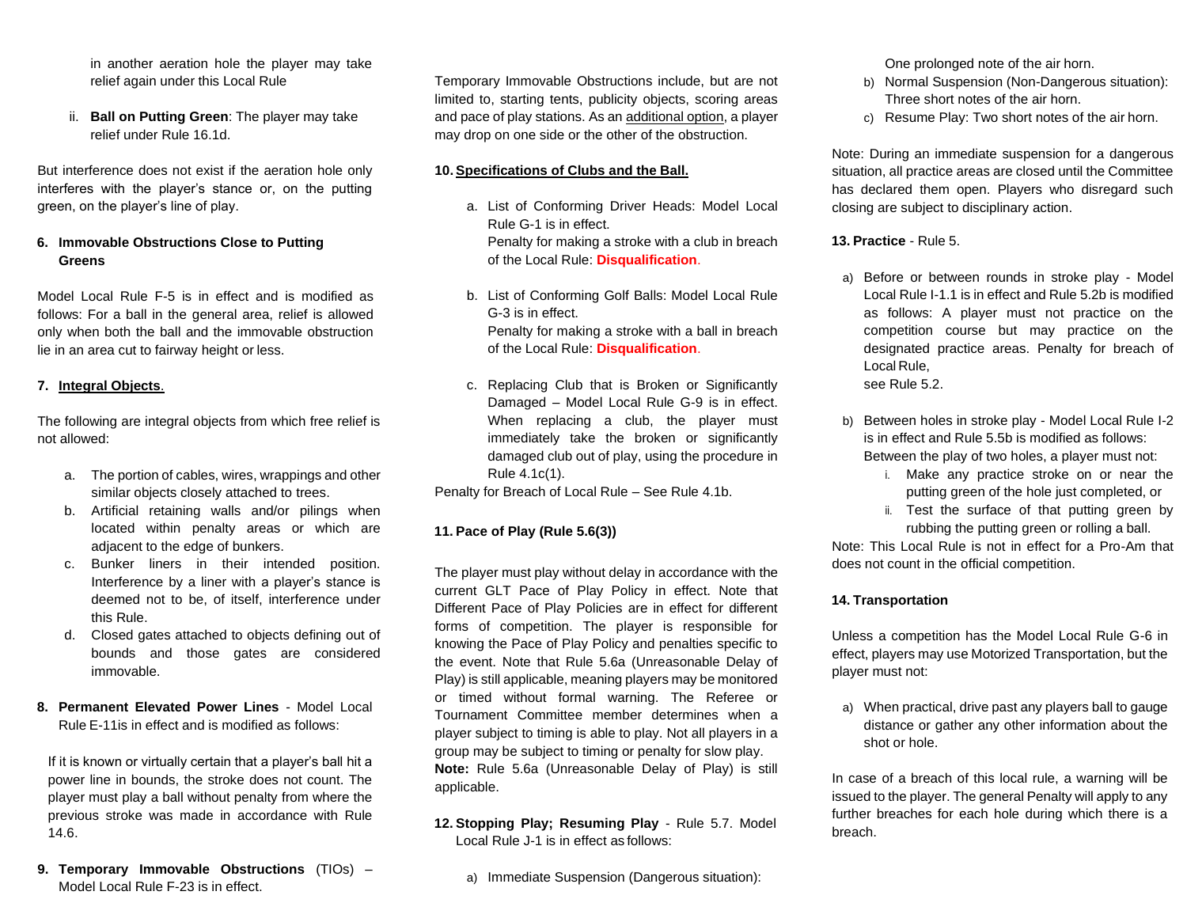in another aeration hole the player may take relief again under this Local Rule

ii. **Ball on Putting Green**: The player may take relief under Rule 16.1d.

But interference does not exist if the aeration hole only interferes with the player's stance or, on the putting green, on the player's line of play.

**6. Immovable Obstructions Close to Putting Greens**

Model Local Rule F-5 is in effect and is modified as follows: For a ball in the general area, relief is allowed only when both the ball and the immovable obstruction lie in an area cut to fairway height or less.

**7. Integral Objects.**

The following are integral objects from which free relief is not allowed:

a. The portion of cables, wires, wrappings and other similar objects closely attached to trees.
b. Artificial retaining walls and/or pilings when located within penalty areas or which are adjacent to the edge of bunkers.
c. Bunker liners in their intended position. Interference by a liner with a player's stance is deemed not to be, of itself, interference under this Rule.
d. Closed gates attached to objects defining out of bounds and those gates are considered immovable.

**8. Permanent Elevated Power Lines** - Model Local Rule E-11is in effect and is modified as follows:

If it is known or virtually certain that a player's ball hit a power line in bounds, the stroke does not count. The player must play a ball without penalty from where the previous stroke was made in accordance with Rule 14.6.

**9. Temporary Immovable Obstructions** (TIOs) – Model Local Rule F-23 is in effect.

Temporary Immovable Obstructions include, but are not limited to, starting tents, publicity objects, scoring areas and pace of play stations. As an additional option, a player may drop on one side or the other of the obstruction.

**10. Specifications of Clubs and the Ball.**

a. List of Conforming Driver Heads: Model Local Rule G-1 is in effect.
   Penalty for making a stroke with a club in breach of the Local Rule: **Disqualification**.

b. List of Conforming Golf Balls: Model Local Rule G-3 is in effect.
   Penalty for making a stroke with a ball in breach of the Local Rule: **Disqualification**.

c. Replacing Club that is Broken or Significantly Damaged – Model Local Rule G-9 is in effect. When replacing a club, the player must immediately take the broken or significantly damaged club out of play, using the procedure in Rule 4.1c(1).

Penalty for Breach of Local Rule – See Rule 4.1b.

**11. Pace of Play (Rule 5.6(3))**

The player must play without delay in accordance with the current GLT Pace of Play Policy in effect. Note that Different Pace of Play Policies are in effect for different forms of competition. The player is responsible for knowing the Pace of Play Policy and penalties specific to the event. Note that Rule 5.6a (Unreasonable Delay of Play) is still applicable, meaning players may be monitored or timed without formal warning. The Referee or Tournament Committee member determines when a player subject to timing is able to play. Not all players in a group may be subject to timing or penalty for slow play.
**Note:** Rule 5.6a (Unreasonable Delay of Play) is still applicable.

**12. Stopping Play; Resuming Play** - Rule 5.7. Model Local Rule J-1 is in effect as follows:

a) Immediate Suspension (Dangerous situation): One prolonged note of the air horn.
b) Normal Suspension (Non-Dangerous situation): Three short notes of the air horn.
c) Resume Play: Two short notes of the air horn.

Note: During an immediate suspension for a dangerous situation, all practice areas are closed until the Committee has declared them open. Players who disregard such closing are subject to disciplinary action.

**13. Practice** - Rule 5.

a) Before or between rounds in stroke play - Model Local Rule I-1.1 is in effect and Rule 5.2b is modified as follows: A player must not practice on the competition course but may practice on the designated practice areas. Penalty for breach of Local Rule,
   see Rule 5.2.

b) Between holes in stroke play - Model Local Rule I-2 is in effect and Rule 5.5b is modified as follows: Between the play of two holes, a player must not:
   i. Make any practice stroke on or near the putting green of the hole just completed, or
   ii. Test the surface of that putting green by rubbing the putting green or rolling a ball.

Note: This Local Rule is not in effect for a Pro-Am that does not count in the official competition.

**14. Transportation**

Unless a competition has the Model Local Rule G-6 in effect, players may use Motorized Transportation, but the player must not:

a) When practical, drive past any players ball to gauge distance or gather any other information about the shot or hole.

In case of a breach of this local rule, a warning will be issued to the player. The general Penalty will apply to any further breaches for each hole during which there is a breach.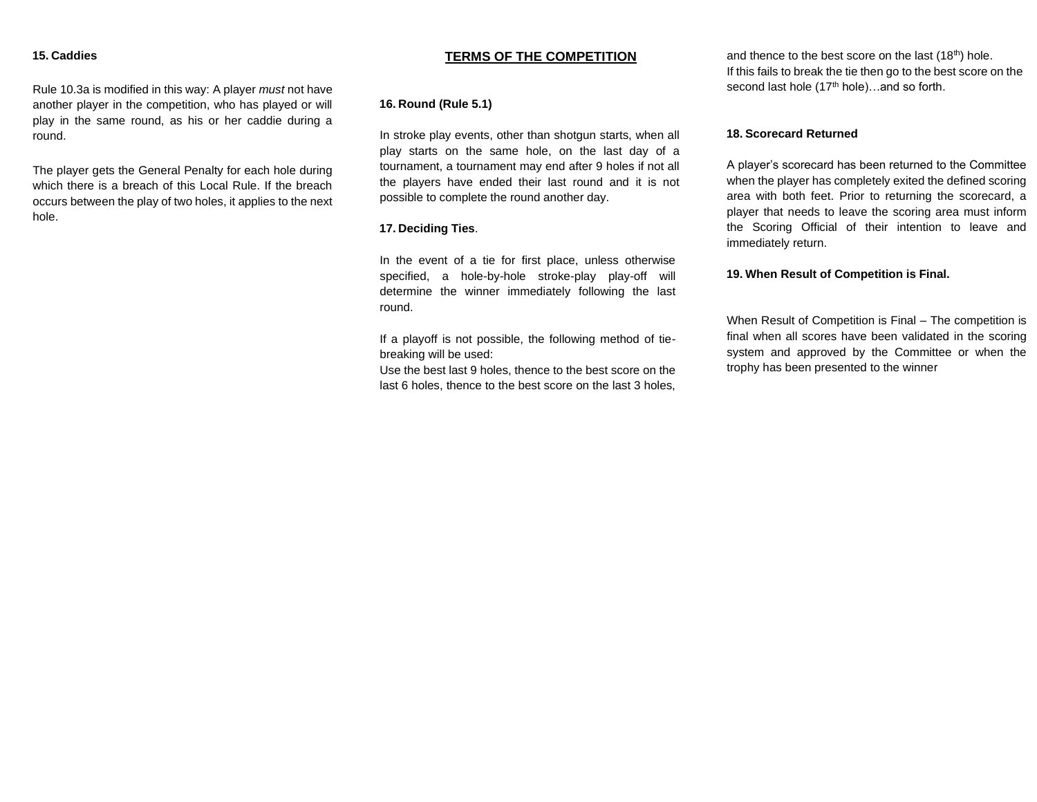**15. Caddies**

Rule 10.3a is modified in this way: A player *must* not have another player in the competition, who has played or will play in the same round, as his or her caddie during a round.

The player gets the General Penalty for each hole during which there is a breach of this Local Rule. If the breach occurs between the play of two holes, it applies to the next hole.

## TERMS OF THE COMPETITION

**16. Round (Rule 5.1)**

In stroke play events, other than shotgun starts, when all play starts on the same hole, on the last day of a tournament, a tournament may end after 9 holes if not all the players have ended their last round and it is not possible to complete the round another day.

**17. Deciding Ties**.

In the event of a tie for first place, unless otherwise specified, a hole-by-hole stroke-play play-off will determine the winner immediately following the last round.

If a playoff is not possible, the following method of tie-breaking will be used:
Use the best last 9 holes, thence to the best score on the last 6 holes, thence to the best score on the last 3 holes, and thence to the best score on the last (18th) hole.
If this fails to break the tie then go to the best score on the second last hole (17th hole)…and so forth.

**18. Scorecard Returned**

A player's scorecard has been returned to the Committee when the player has completely exited the defined scoring area with both feet. Prior to returning the scorecard, a player that needs to leave the scoring area must inform the Scoring Official of their intention to leave and immediately return.

**19. When Result of Competition is Final.**

When Result of Competition is Final – The competition is final when all scores have been validated in the scoring system and approved by the Committee or when the trophy has been presented to the winner